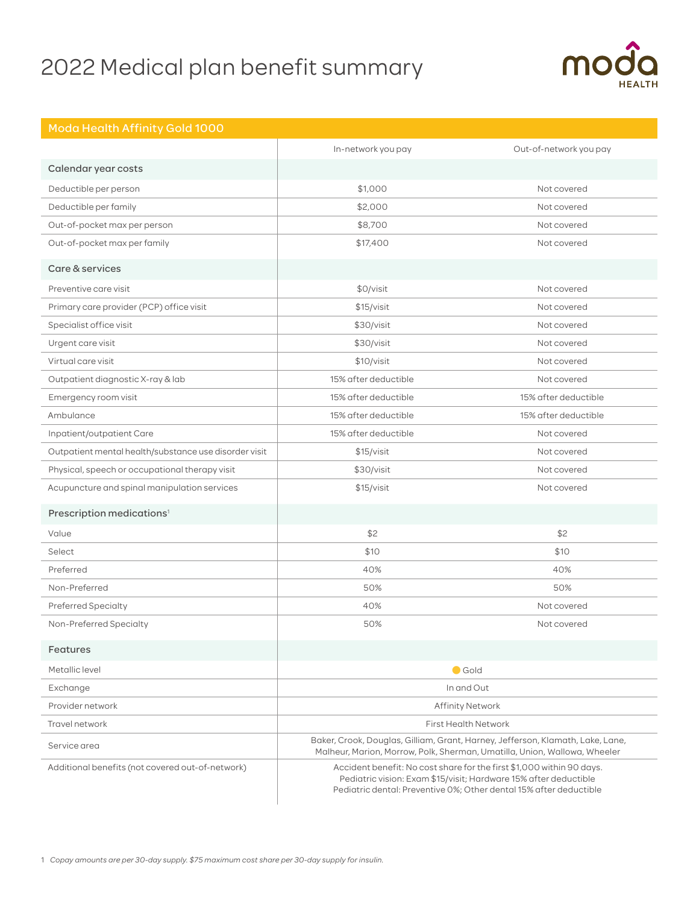# 2022 Medical plan benefit summary

## Moda Health Affinity Gold 1000

| | In-network you pay | Out-of-network you pay |
|---|---|---|
| **Calendar year costs** | | |
| Deductible per person | $1,000 | Not covered |
| Deductible per family | $2,000 | Not covered |
| Out-of-pocket max per person | $8,700 | Not covered |
| Out-of-pocket max per family | $17,400 | Not covered |
| **Care & services** | | |
| Preventive care visit | $0/visit | Not covered |
| Primary care provider (PCP) office visit | $15/visit | Not covered |
| Specialist office visit | $30/visit | Not covered |
| Urgent care visit | $30/visit | Not covered |
| Virtual care visit | $10/visit | Not covered |
| Outpatient diagnostic X-ray & lab | 15% after deductible | Not covered |
| Emergency room visit | 15% after deductible | 15% after deductible |
| Ambulance | 15% after deductible | 15% after deductible |
| Inpatient/outpatient Care | 15% after deductible | Not covered |
| Outpatient mental health/substance use disorder visit | $15/visit | Not covered |
| Physical, speech or occupational therapy visit | $30/visit | Not covered |
| Acupuncture and spinal manipulation services | $15/visit | Not covered |
| **Prescription medications**[1] | | |
| Value | $2 | $2 |
| Select | $10 | $10 |
| Preferred | 40% | 40% |
| Non-Preferred | 50% | 50% |
| Preferred Specialty | 40% | Not covered |
| Non-Preferred Specialty | 50% | Not covered |
| **Features** | | |
| Metallic level | Gold | |
| Exchange | In and Out | |
| Provider network | Affinity Network | |
| Travel network | First Health Network | |
| Service area | Baker, Crook, Douglas, Gilliam, Grant, Harney, Jefferson, Klamath, Lake, Lane, Malheur, Marion, Morrow, Polk, Sherman, Umatilla, Union, Wallowa, Wheeler | |
| Additional benefits (not covered out-of-network) | Accident benefit: No cost share for the first $1,000 within 90 days. Pediatric vision: Exam $15/visit; Hardware 15% after deductible Pediatric dental: Preventive 0%; Other dental 15% after deductible | |

1 *Copay amounts are per 30-day supply. $75 maximum cost share per 30-day supply for insulin.*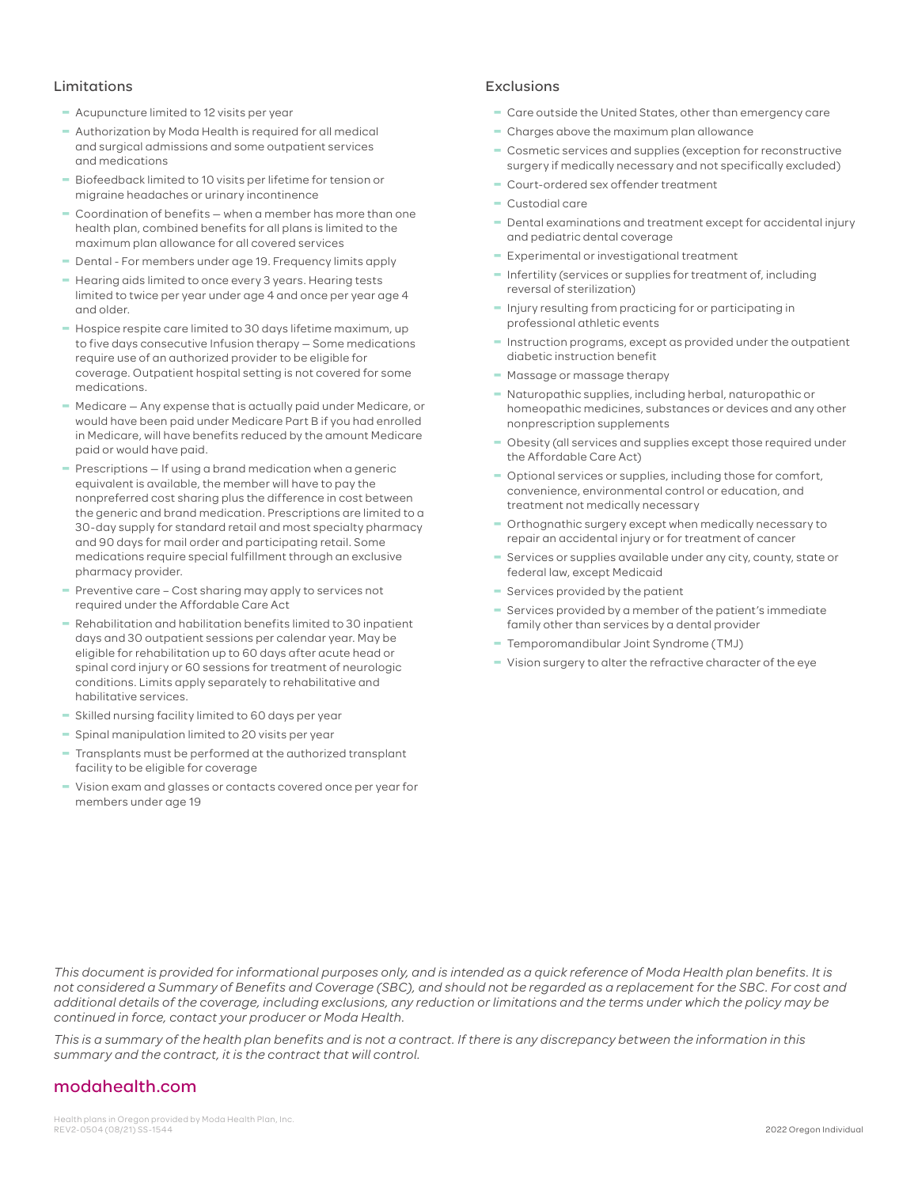## Limitations

- Acupuncture limited to 12 visits per year
- Authorization by Moda Health is required for all medical and surgical admissions and some outpatient services and medications
- Biofeedback limited to 10 visits per lifetime for tension or migraine headaches or urinary incontinence
- Coordination of benefits — when a member has more than one health plan, combined benefits for all plans is limited to the maximum plan allowance for all covered services
- Dental - For members under age 19. Frequency limits apply
- Hearing aids limited to once every 3 years. Hearing tests limited to twice per year under age 4 and once per year age 4 and older.
- Hospice respite care limited to 30 days lifetime maximum, up to five days consecutive Infusion therapy — Some medications require use of an authorized provider to be eligible for coverage. Outpatient hospital setting is not covered for some medications.
- Medicare — Any expense that is actually paid under Medicare, or would have been paid under Medicare Part B if you had enrolled in Medicare, will have benefits reduced by the amount Medicare paid or would have paid.
- Prescriptions — If using a brand medication when a generic equivalent is available, the member will have to pay the nonpreferred cost sharing plus the difference in cost between the generic and brand medication. Prescriptions are limited to a 30-day supply for standard retail and most specialty pharmacy and 90 days for mail order and participating retail. Some medications require special fulfillment through an exclusive pharmacy provider.
- Preventive care – Cost sharing may apply to services not required under the Affordable Care Act
- Rehabilitation and habilitation benefits limited to 30 inpatient days and 30 outpatient sessions per calendar year. May be eligible for rehabilitation up to 60 days after acute head or spinal cord injury or 60 sessions for treatment of neurologic conditions. Limits apply separately to rehabilitative and habilitative services.
- Skilled nursing facility limited to 60 days per year
- Spinal manipulation limited to 20 visits per year
- Transplants must be performed at the authorized transplant facility to be eligible for coverage
- Vision exam and glasses or contacts covered once per year for members under age 19

## Exclusions

- Care outside the United States, other than emergency care
- Charges above the maximum plan allowance
- Cosmetic services and supplies (exception for reconstructive surgery if medically necessary and not specifically excluded)
- Court-ordered sex offender treatment
- Custodial care
- Dental examinations and treatment except for accidental injury and pediatric dental coverage
- Experimental or investigational treatment
- Infertility (services or supplies for treatment of, including reversal of sterilization)
- Injury resulting from practicing for or participating in professional athletic events
- Instruction programs, except as provided under the outpatient diabetic instruction benefit
- Massage or massage therapy
- Naturopathic supplies, including herbal, naturopathic or homeopathic medicines, substances or devices and any other nonprescription supplements
- Obesity (all services and supplies except those required under the Affordable Care Act)
- Optional services or supplies, including those for comfort, convenience, environmental control or education, and treatment not medically necessary
- Orthognathic surgery except when medically necessary to repair an accidental injury or for treatment of cancer
- Services or supplies available under any city, county, state or federal law, except Medicaid
- Services provided by the patient
- Services provided by a member of the patient's immediate family other than services by a dental provider
- Temporomandibular Joint Syndrome (TMJ)
- Vision surgery to alter the refractive character of the eye

*This document is provided for informational purposes only, and is intended as a quick reference of Moda Health plan benefits. It is not considered a Summary of Benefits and Coverage (SBC), and should not be regarded as a replacement for the SBC. For cost and additional details of the coverage, including exclusions, any reduction or limitations and the terms under which the policy may be continued in force, contact your producer or Moda Health.*

*This is a summary of the health plan benefits and is not a contract. If there is any discrepancy between the information in this summary and the contract, it is the contract that will control.*

modahealth.com

Health plans in Oregon provided by Moda Health Plan, Inc.
REV2-0504 (08/21) SS-1544

2022 Oregon Individual